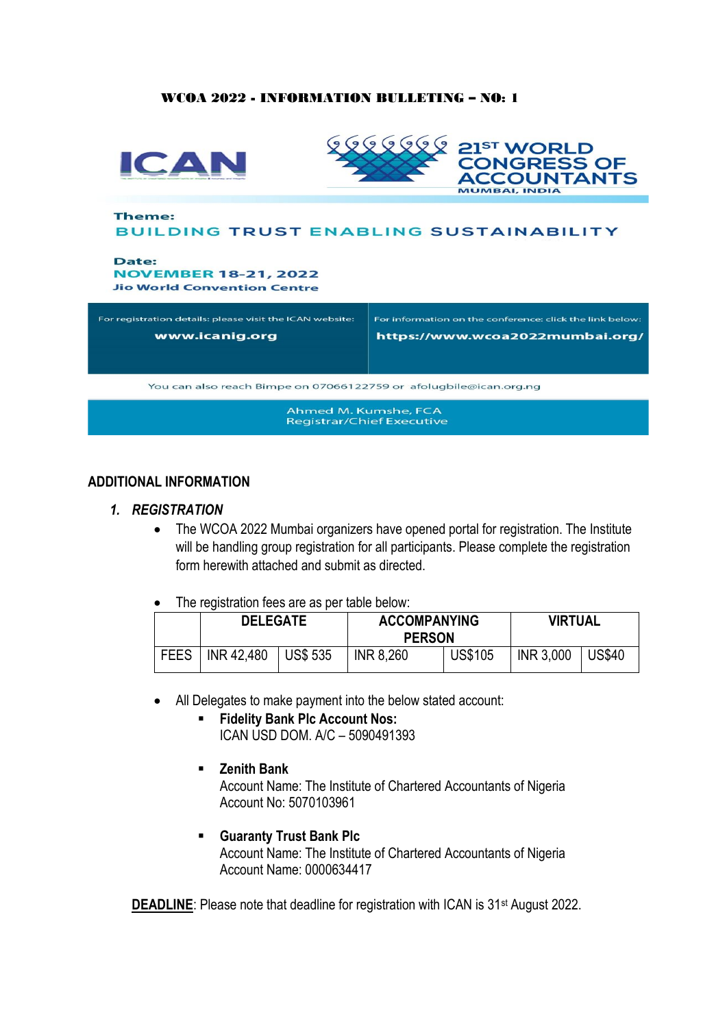# WCOA 2022 - INFORMATION BULLETING – NO: 1

ICAN

21ST WORLD CONGRESS OF ACCOUNTANTS
MUMBAI, INDIA

**Theme:**
**BUILDING TRUST ENABLING SUSTAINABILITY**

**Date:**
**NOVEMBER 18-21, 2022**
**Jio World Convention Centre**

For registration details: please visit the ICAN website:
**www.icanig.org**

For information on the conference: click the link below:
**https://www.wcoa2022mumbai.org/**

You can also reach Bimpe on 07066122759 or afolugbile@ican.org.ng

Ahmed M. Kumshe, FCA
Registrar/Chief Executive

## ADDITIONAL INFORMATION

### 1. *REGISTRATION*

- The WCOA 2022 Mumbai organizers have opened portal for registration. The Institute will be handling group registration for all participants. Please complete the registration form herewith attached and submit as directed.

- The registration fees are as per table below:

| | DELEGATE | | ACCOMPANYING PERSON | | VIRTUAL | |
|---|---|---|---|---|---|---|
| FEES | INR 42,480 | US$ 535 | INR 8,260 | US$105 | INR 3,000 | US$40 |

- All Delegates to make payment into the below stated account:
  - **Fidelity Bank Plc Account Nos:**
    ICAN USD DOM. A/C – 5090491393
  - **Zenith Bank**
    Account Name: The Institute of Chartered Accountants of Nigeria
    Account No: 5070103961
  - **Guaranty Trust Bank Plc**
    Account Name: The Institute of Chartered Accountants of Nigeria
    Account Name: 0000634417

**DEADLINE**: Please note that deadline for registration with ICAN is 31st August 2022.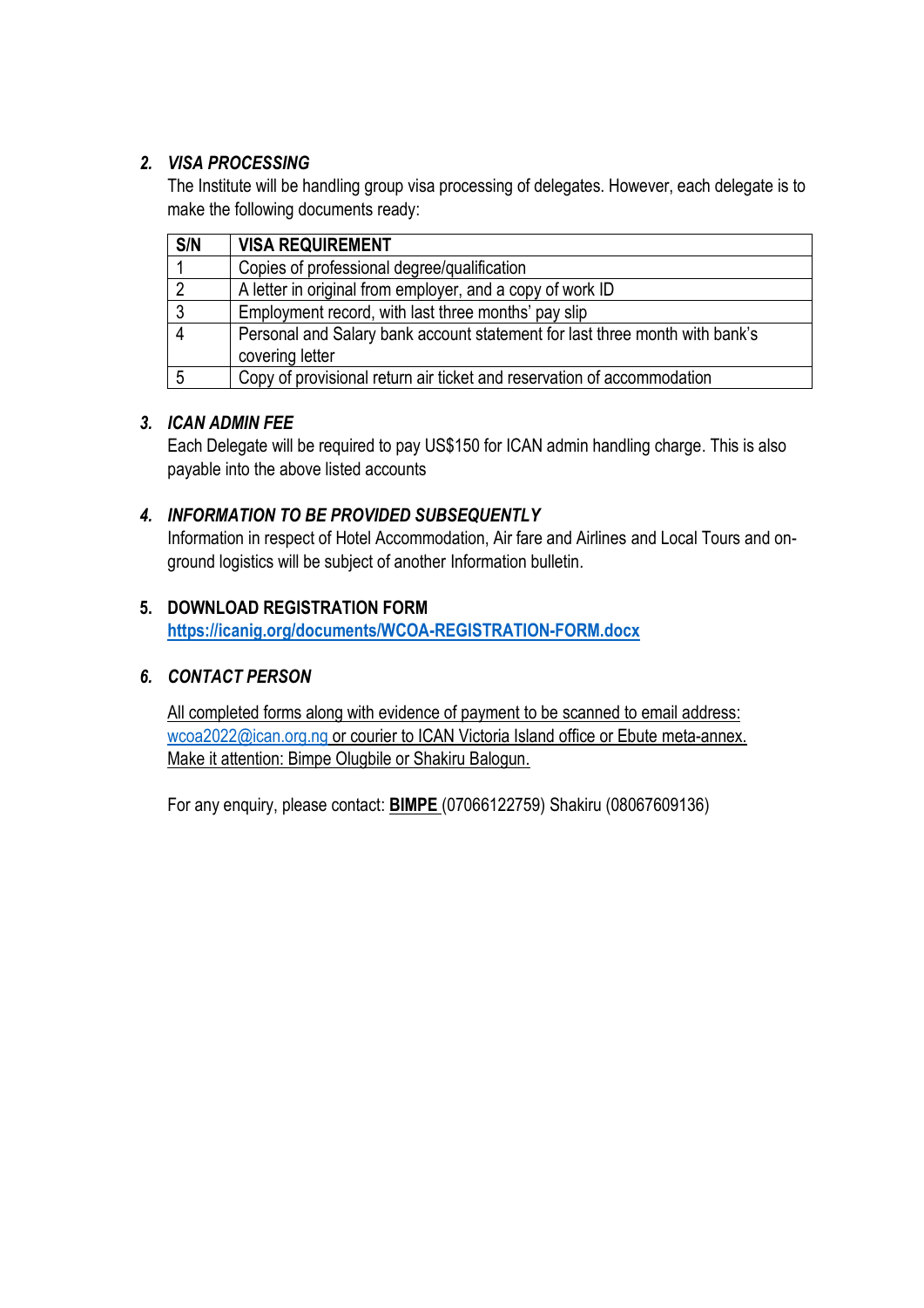### 2. *VISA PROCESSING*

The Institute will be handling group visa processing of delegates. However, each delegate is to make the following documents ready:

| S/N | VISA REQUIREMENT |
|---|---|
| 1 | Copies of professional degree/qualification |
| 2 | A letter in original from employer, and a copy of work ID |
| 3 | Employment record, with last three months' pay slip |
| 4 | Personal and Salary bank account statement for last three month with bank's covering letter |
| 5 | Copy of provisional return air ticket and reservation of accommodation |

### 3. *ICAN ADMIN FEE*

Each Delegate will be required to pay US$150 for ICAN admin handling charge. This is also payable into the above listed accounts

### 4. *INFORMATION TO BE PROVIDED SUBSEQUENTLY*

Information in respect of Hotel Accommodation, Air fare and Airlines and Local Tours and on-ground logistics will be subject of another Information bulletin.

### 5. DOWNLOAD REGISTRATION FORM

**https://icanig.org/documents/WCOA-REGISTRATION-FORM.docx**

### 6. *CONTACT PERSON*

All completed forms along with evidence of payment to be scanned to email address: wcoa2022@ican.org.ng or courier to ICAN Victoria Island office or Ebute meta-annex. Make it attention: Bimpe Olugbile or Shakiru Balogun.

For any enquiry, please contact: **BIMPE** (07066122759) Shakiru (08067609136)